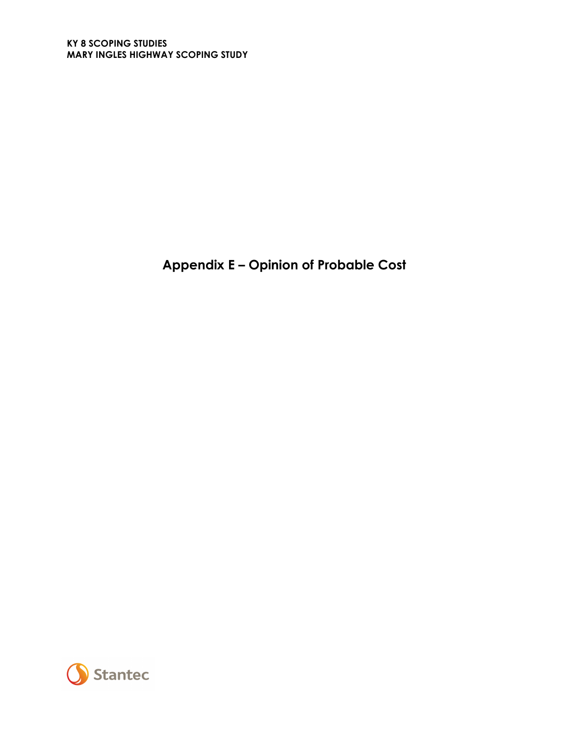# Appendix E – Opinion of Probable Cost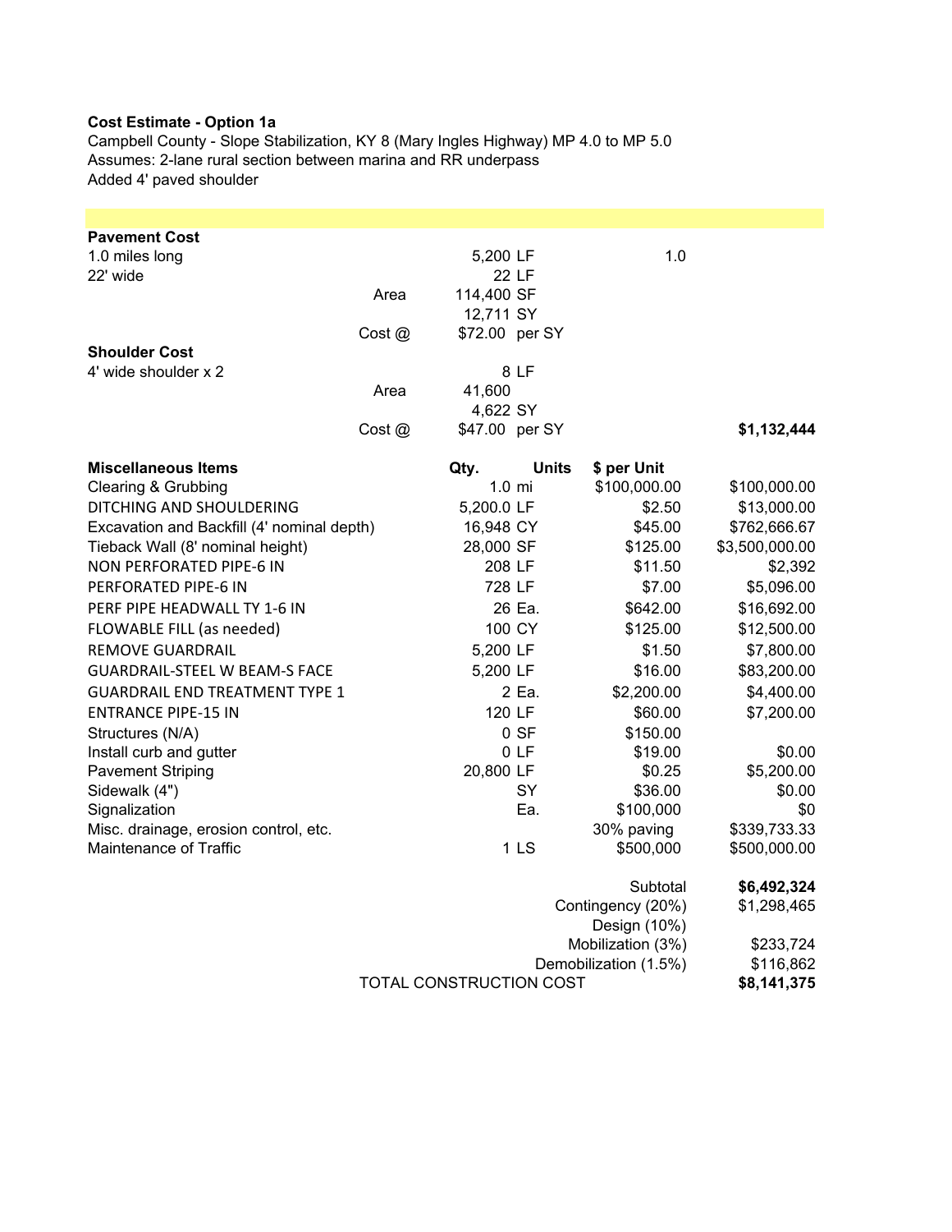**Cost Estimate - Option 1a**

Campbell County - Slope Stabilization, KY 8 (Mary Ingles Highway) MP 4.0 to MP 5.0

Assumes: 2-lane rural section between marina and RR underpass

Added 4' paved shoulder

| | | | | | |
|---|---|---|---|---|---|
| **Pavement Cost** | | | | | |
| 1.0 miles long | | 5,200 | LF | 1.0 | |
| 22' wide | | 22 | LF | | |
| | Area | 114,400 | SF | | |
| | | 12,711 | SY | | |
| | Cost @ | $72.00 | per SY | | |
| **Shoulder Cost** | | | | | |
| 4' wide shoulder x 2 | | 8 | LF | | |
| | Area | 41,600 | | | |
| | | 4,622 | SY | | |
| | Cost @ | $47.00 | per SY | | **$1,132,444** |

| **Miscellaneous Items** | **Qty.** | **Units** | **$ per Unit** | |
|---|---|---|---|---|
| Clearing & Grubbing | 1.0 | mi | $100,000.00 | $100,000.00 |
| DITCHING AND SHOULDERING | 5,200.0 | LF | $2.50 | $13,000.00 |
| Excavation and Backfill (4' nominal depth) | 16,948 | CY | $45.00 | $762,666.67 |
| Tieback Wall (8' nominal height) | 28,000 | SF | $125.00 | $3,500,000.00 |
| NON PERFORATED PIPE-6 IN | 208 | LF | $11.50 | $2,392 |
| PERFORATED PIPE-6 IN | 728 | LF | $7.00 | $5,096.00 |
| PERF PIPE HEADWALL TY 1-6 IN | 26 | Ea. | $642.00 | $16,692.00 |
| FLOWABLE FILL (as needed) | 100 | CY | $125.00 | $12,500.00 |
| REMOVE GUARDRAIL | 5,200 | LF | $1.50 | $7,800.00 |
| GUARDRAIL-STEEL W BEAM-S FACE | 5,200 | LF | $16.00 | $83,200.00 |
| GUARDRAIL END TREATMENT TYPE 1 | 2 | Ea. | $2,200.00 | $4,400.00 |
| ENTRANCE PIPE-15 IN | 120 | LF | $60.00 | $7,200.00 |
| Structures (N/A) | 0 | SF | $150.00 | |
| Install curb and gutter | 0 | LF | $19.00 | $0.00 |
| Pavement Striping | 20,800 | LF | $0.25 | $5,200.00 |
| Sidewalk (4") | | SY | $36.00 | $0.00 |
| Signalization | | Ea. | $100,000 | $0 |
| Misc. drainage, erosion control, etc. | | | 30% paving | $339,733.33 |
| Maintenance of Traffic | 1 | LS | $500,000 | $500,000.00 |
| | | | Subtotal | **$6,492,324** |
| | | | Contingency (20%) | $1,298,465 |
| | | | Design (10%) | |
| | | | Mobilization (3%) | $233,724 |
| | | | Demobilization (1.5%) | $116,862 |
| TOTAL CONSTRUCTION COST | | | | **$8,141,375** |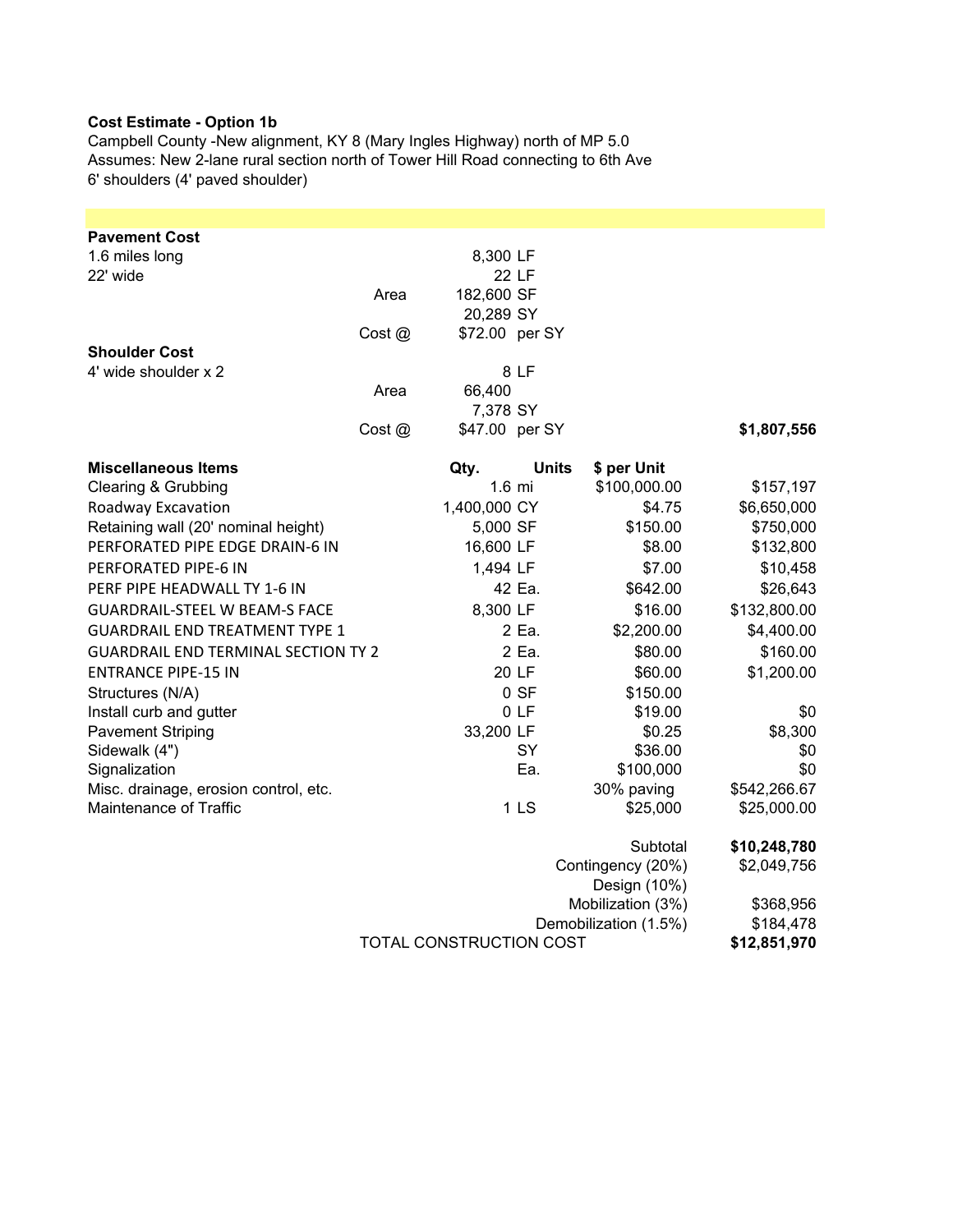**Cost Estimate - Option 1b**

Campbell County -New alignment, KY 8 (Mary Ingles Highway) north of MP 5.0

Assumes: New 2-lane rural section north of Tower Hill Road connecting to 6th Ave

6' shoulders (4' paved shoulder)

| | | | | | |
|---|---|---|---|---|---|
| **Pavement Cost** | | | | | |
| 1.6 miles long | | 8,300 | LF | | |
| 22' wide | | 22 | LF | | |
| | Area | 182,600 | SF | | |
| | | 20,289 | SY | | |
| | Cost @ | $72.00 | per SY | | |
| **Shoulder Cost** | | | | | |
| 4' wide shoulder x 2 | | 8 | LF | | |
| | Area | 66,400 | | | |
| | | 7,378 | SY | | |
| | Cost @ | $47.00 | per SY | | $1,807,556 |

| **Miscellaneous Items** | **Qty.** | **Units** | **$ per Unit** | |
|---|---|---|---|---|
| Clearing & Grubbing | 1.6 | mi | $100,000.00 | $157,197 |
| Roadway Excavation | 1,400,000 | CY | $4.75 | $6,650,000 |
| Retaining wall (20' nominal height) | 5,000 | SF | $150.00 | $750,000 |
| PERFORATED PIPE EDGE DRAIN-6 IN | 16,600 | LF | $8.00 | $132,800 |
| PERFORATED PIPE-6 IN | 1,494 | LF | $7.00 | $10,458 |
| PERF PIPE HEADWALL TY 1-6 IN | 42 | Ea. | $642.00 | $26,643 |
| GUARDRAIL-STEEL W BEAM-S FACE | 8,300 | LF | $16.00 | $132,800.00 |
| GUARDRAIL END TREATMENT TYPE 1 | 2 | Ea. | $2,200.00 | $4,400.00 |
| GUARDRAIL END TERMINAL SECTION TY 2 | 2 | Ea. | $80.00 | $160.00 |
| ENTRANCE PIPE-15 IN | 20 | LF | $60.00 | $1,200.00 |
| Structures (N/A) | 0 | SF | $150.00 | |
| Install curb and gutter | 0 | LF | $19.00 | $0 |
| Pavement Striping | 33,200 | LF | $0.25 | $8,300 |
| Sidewalk (4") | | SY | $36.00 | $0 |
| Signalization | | Ea. | $100,000 | $0 |
| Misc. drainage, erosion control, etc. | | | 30% paving | $542,266.67 |
| Maintenance of Traffic | 1 | LS | $25,000 | $25,000.00 |
| | | | Subtotal | **$10,248,780** |
| | | | Contingency (20%) | $2,049,756 |
| | | | Design (10%) | |
| | | | Mobilization (3%) | $368,956 |
| | | | Demobilization (1.5%) | $184,478 |
| TOTAL CONSTRUCTION COST | | | | **$12,851,970** |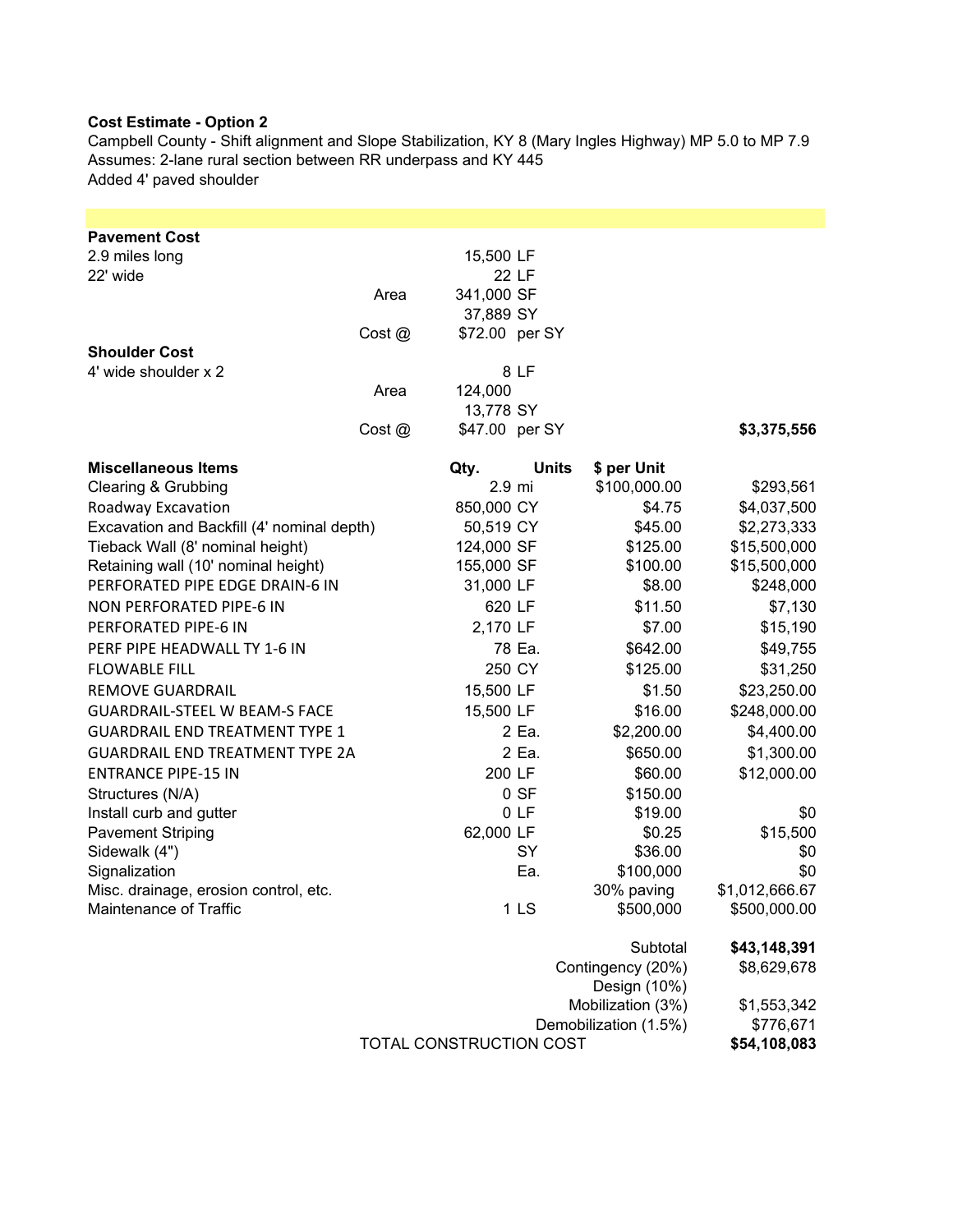**Cost Estimate - Option 2**

Campbell County - Shift alignment and Slope Stabilization, KY 8 (Mary Ingles Highway) MP 5.0 to MP 7.9
Assumes: 2-lane rural section between RR underpass and KY 445
Added 4' paved shoulder

| | | | | | |
|---|---|---|---|---|---|
| **Pavement Cost** | | | | | |
| 2.9 miles long | | 15,500 | LF | | |
| 22' wide | | 22 | LF | | |
| | Area | 341,000 | SF | | |
| | | 37,889 | SY | | |
| | Cost @ | $72.00 | per SY | | |
| **Shoulder Cost** | | | | | |
| 4' wide shoulder x 2 | | 8 | LF | | |
| | Area | 124,000 | | | |
| | | 13,778 | SY | | |
| | Cost @ | $47.00 | per SY | | **$3,375,556** |

| **Miscellaneous Items** | **Qty.** | **Units** | **$ per Unit** | |
|---|---|---|---|---|
| Clearing & Grubbing | 2.9 | mi | $100,000.00 | $293,561 |
| Roadway Excavation | 850,000 | CY | $4.75 | $4,037,500 |
| Excavation and Backfill (4' nominal depth) | 50,519 | CY | $45.00 | $2,273,333 |
| Tieback Wall (8' nominal height) | 124,000 | SF | $125.00 | $15,500,000 |
| Retaining wall (10' nominal height) | 155,000 | SF | $100.00 | $15,500,000 |
| PERFORATED PIPE EDGE DRAIN-6 IN | 31,000 | LF | $8.00 | $248,000 |
| NON PERFORATED PIPE-6 IN | 620 | LF | $11.50 | $7,130 |
| PERFORATED PIPE-6 IN | 2,170 | LF | $7.00 | $15,190 |
| PERF PIPE HEADWALL TY 1-6 IN | 78 | Ea. | $642.00 | $49,755 |
| FLOWABLE FILL | 250 | CY | $125.00 | $31,250 |
| REMOVE GUARDRAIL | 15,500 | LF | $1.50 | $23,250.00 |
| GUARDRAIL-STEEL W BEAM-S FACE | 15,500 | LF | $16.00 | $248,000.00 |
| GUARDRAIL END TREATMENT TYPE 1 | 2 | Ea. | $2,200.00 | $4,400.00 |
| GUARDRAIL END TREATMENT TYPE 2A | 2 | Ea. | $650.00 | $1,300.00 |
| ENTRANCE PIPE-15 IN | 200 | LF | $60.00 | $12,000.00 |
| Structures (N/A) | 0 | SF | $150.00 | |
| Install curb and gutter | 0 | LF | $19.00 | $0 |
| Pavement Striping | 62,000 | LF | $0.25 | $15,500 |
| Sidewalk (4") | | SY | $36.00 | $0 |
| Signalization | | Ea. | $100,000 | $0 |
| Misc. drainage, erosion control, etc. | | | 30% paving | $1,012,666.67 |
| Maintenance of Traffic | 1 | LS | $500,000 | $500,000.00 |
| | | | Subtotal | **$43,148,391** |
| | | | Contingency (20%) | $8,629,678 |
| | | | Design (10%) | |
| | | | Mobilization (3%) | $1,553,342 |
| | | | Demobilization (1.5%) | $776,671 |
| TOTAL CONSTRUCTION COST | | | | **$54,108,083** |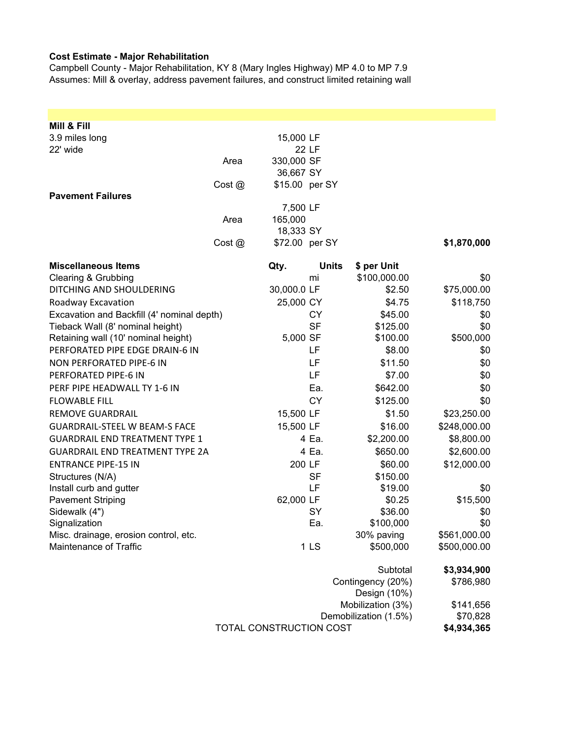**Cost Estimate - Major Rehabilitation**

Campbell County - Major Rehabilitation, KY 8 (Mary Ingles Highway) MP 4.0 to MP 7.9

Assumes: Mill & overlay, address pavement failures, and construct limited retaining wall

| | | | | | |
|---|---|---|---|---|---|
| **Mill & Fill** | | | | | |
| 3.9 miles long | | 15,000 | LF | | |
| 22' wide | | 22 | LF | | |
| | Area | 330,000 | SF | | |
| | | 36,667 | SY | | |
| | Cost @ | $15.00 | per SY | | |
| **Pavement Failures** | | | | | |
| | | 7,500 | LF | | |
| | Area | 165,000 | | | |
| | | 18,333 | SY | | |
| | Cost @ | $72.00 | per SY | | **$1,870,000** |

| **Miscellaneous Items** | **Qty.** | **Units** | **$ per Unit** | |
|---|---|---|---|---|
| Clearing & Grubbing | | mi | $100,000.00 | $0 |
| DITCHING AND SHOULDERING | 30,000.0 | LF | $2.50 | $75,000.00 |
| Roadway Excavation | 25,000 | CY | $4.75 | $118,750 |
| Excavation and Backfill (4' nominal depth) | | CY | $45.00 | $0 |
| Tieback Wall (8' nominal height) | | SF | $125.00 | $0 |
| Retaining wall (10' nominal height) | 5,000 | SF | $100.00 | $500,000 |
| PERFORATED PIPE EDGE DRAIN-6 IN | | LF | $8.00 | $0 |
| NON PERFORATED PIPE-6 IN | | LF | $11.50 | $0 |
| PERFORATED PIPE-6 IN | | LF | $7.00 | $0 |
| PERF PIPE HEADWALL TY 1-6 IN | | Ea. | $642.00 | $0 |
| FLOWABLE FILL | | CY | $125.00 | $0 |
| REMOVE GUARDRAIL | 15,500 | LF | $1.50 | $23,250.00 |
| GUARDRAIL-STEEL W BEAM-S FACE | 15,500 | LF | $16.00 | $248,000.00 |
| GUARDRAIL END TREATMENT TYPE 1 | 4 | Ea. | $2,200.00 | $8,800.00 |
| GUARDRAIL END TREATMENT TYPE 2A | 4 | Ea. | $650.00 | $2,600.00 |
| ENTRANCE PIPE-15 IN | 200 | LF | $60.00 | $12,000.00 |
| Structures (N/A) | | SF | $150.00 | |
| Install curb and gutter | | LF | $19.00 | $0 |
| Pavement Striping | 62,000 | LF | $0.25 | $15,500 |
| Sidewalk (4") | | SY | $36.00 | $0 |
| Signalization | | Ea. | $100,000 | $0 |
| Misc. drainage, erosion control, etc. | | | 30% paving | $561,000.00 |
| Maintenance of Traffic | 1 | LS | $500,000 | $500,000.00 |
| | | | Subtotal | **$3,934,900** |
| | | | Contingency (20%) | $786,980 |
| | | | Design (10%) | |
| | | | Mobilization (3%) | $141,656 |
| | | | Demobilization (1.5%) | $70,828 |
| TOTAL CONSTRUCTION COST | | | | **$4,934,365** |